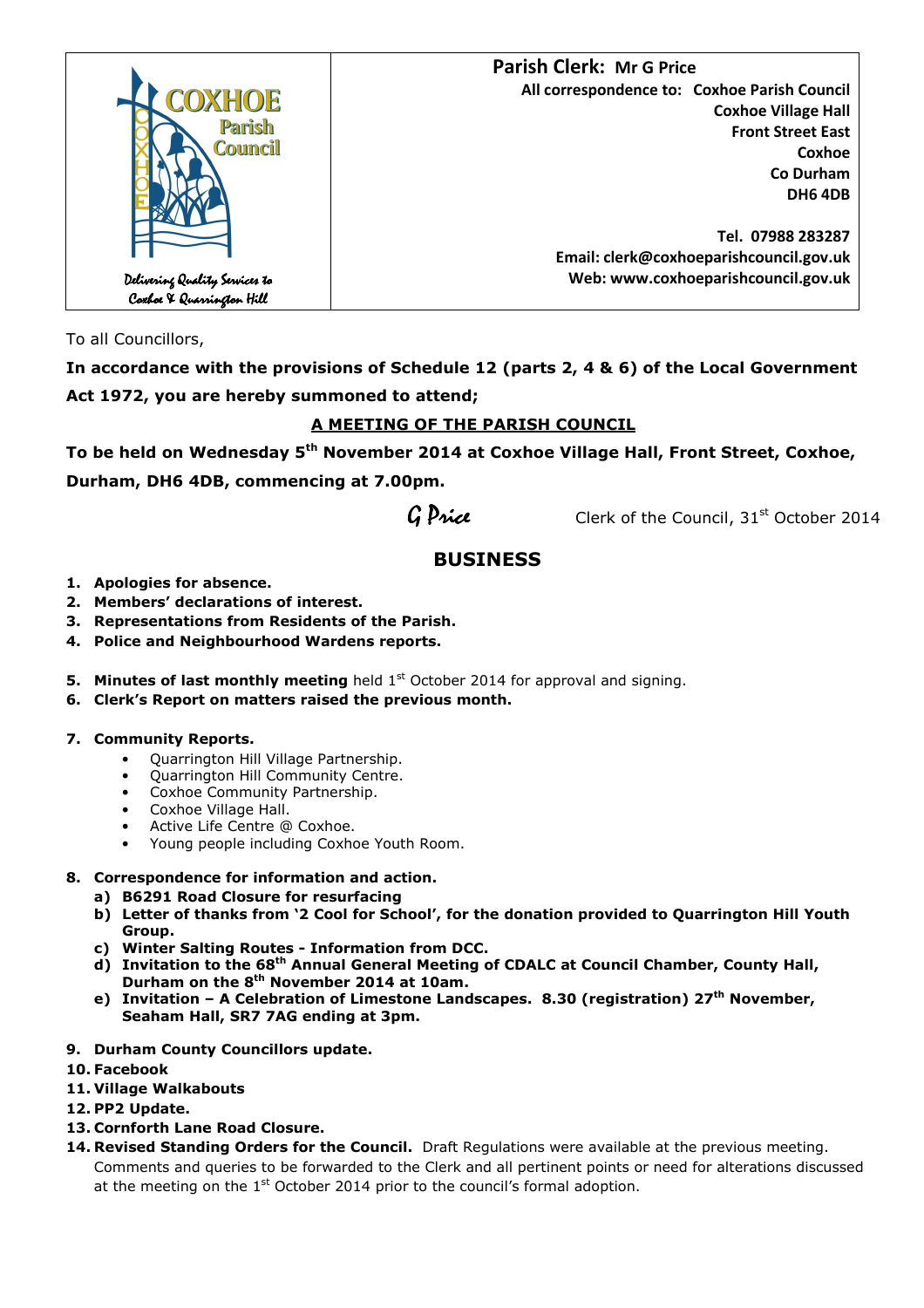COXHOE Parish Council

Delivering Quality Services to Coxhoe & Quarrington Hill

**Parish Clerk: Mr G Price**

**All correspondence to: Coxhoe Parish Council**
**Coxhoe Village Hall**
**Front Street East**
**Coxhoe**
**Co Durham**
**DH6 4DB**

**Tel. 07988 283287**
**Email: clerk@coxhoeparishcouncil.gov.uk**
**Web: www.coxhoeparishcouncil.gov.uk**

To all Councillors,

**In accordance with the provisions of Schedule 12 (parts 2, 4 & 6) of the Local Government Act 1972, you are hereby summoned to attend;**

**A MEETING OF THE PARISH COUNCIL**

**To be held on Wednesday 5th November 2014 at Coxhoe Village Hall, Front Street, Coxhoe, Durham, DH6 4DB, commencing at 7.00pm.**

*G Price* Clerk of the Council, 31st October 2014

## BUSINESS

1. **Apologies for absence.**
2. **Members' declarations of interest.**
3. **Representations from Residents of the Parish.**
4. **Police and Neighbourhood Wardens reports.**
5. **Minutes of last monthly meeting** held 1st October 2014 for approval and signing.
6. **Clerk's Report on matters raised the previous month.**
7. **Community Reports.**
   - Quarrington Hill Village Partnership.
   - Quarrington Hill Community Centre.
   - Coxhoe Community Partnership.
   - Coxhoe Village Hall.
   - Active Life Centre @ Coxhoe.
   - Young people including Coxhoe Youth Room.
8. **Correspondence for information and action.**
   a) **B6291 Road Closure for resurfacing**
   b) **Letter of thanks from '2 Cool for School', for the donation provided to Quarrington Hill Youth Group.**
   c) **Winter Salting Routes - Information from DCC.**
   d) **Invitation to the 68th Annual General Meeting of CDALC at Council Chamber, County Hall, Durham on the 8th November 2014 at 10am.**
   e) **Invitation – A Celebration of Limestone Landscapes. 8.30 (registration) 27th November, Seaham Hall, SR7 7AG ending at 3pm.**
9. **Durham County Councillors update.**
10. **Facebook**
11. **Village Walkabouts**
12. **PP2 Update.**
13. **Cornforth Lane Road Closure.**
14. **Revised Standing Orders for the Council.** Draft Regulations were available at the previous meeting. Comments and queries to be forwarded to the Clerk and all pertinent points or need for alterations discussed at the meeting on the 1st October 2014 prior to the council's formal adoption.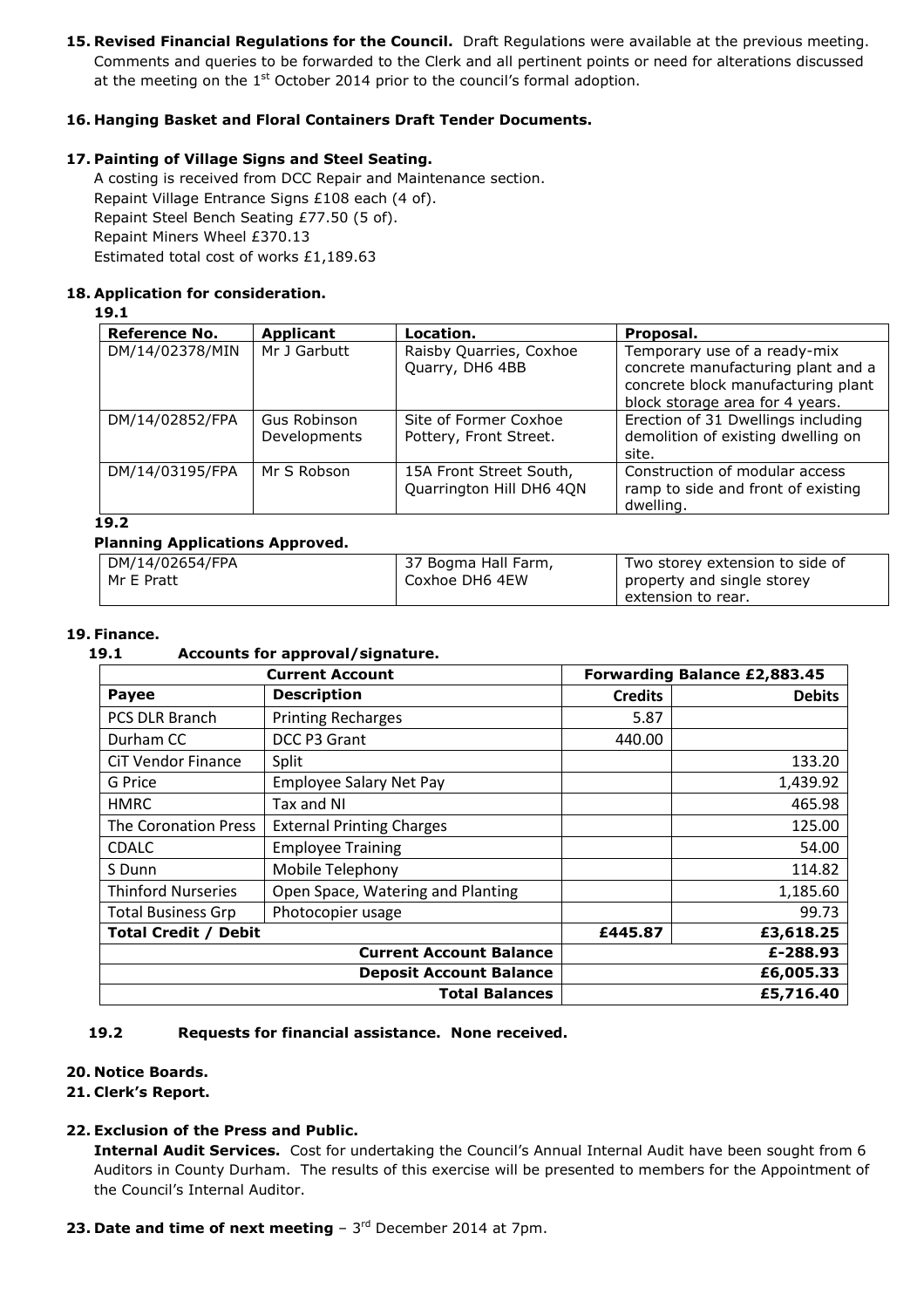**15. Revised Financial Regulations for the Council.** Draft Regulations were available at the previous meeting. Comments and queries to be forwarded to the Clerk and all pertinent points or need for alterations discussed at the meeting on the 1st October 2014 prior to the council's formal adoption.

**16. Hanging Basket and Floral Containers Draft Tender Documents.**

**17. Painting of Village Signs and Steel Seating.**

A costing is received from DCC Repair and Maintenance section.
Repaint Village Entrance Signs £108 each (4 of).
Repaint Steel Bench Seating £77.50 (5 of).
Repaint Miners Wheel £370.13
Estimated total cost of works £1,189.63

**18. Application for consideration.**

**19.1**

| Reference No. | Applicant | Location. | Proposal. |
|---|---|---|---|
| DM/14/02378/MIN | Mr J Garbutt | Raisby Quarries, Coxhoe Quarry, DH6 4BB | Temporary use of a ready-mix concrete manufacturing plant and a concrete block manufacturing plant block storage area for 4 years. |
| DM/14/02852/FPA | Gus Robinson Developments | Site of Former Coxhoe Pottery, Front Street. | Erection of 31 Dwellings including demolition of existing dwelling on site. |
| DM/14/03195/FPA | Mr S Robson | 15A Front Street South, Quarrington Hill DH6 4QN | Construction of modular access ramp to side and front of existing dwelling. |

**19.2**

**Planning Applications Approved.**

| | | |
|---|---|---|
| DM/14/02654/FPA Mr E Pratt | 37 Bogma Hall Farm, Coxhoe DH6 4EW | Two storey extension to side of property and single storey extension to rear. |

**19. Finance.**

**19.1 Accounts for approval/signature.**

| Current Account | | Forwarding Balance £2,883.45 | |
|---|---|---|---|
| **Payee** | **Description** | **Credits** | **Debits** |
| PCS DLR Branch | Printing Recharges | 5.87 | |
| Durham CC | DCC P3 Grant | 440.00 | |
| CiT Vendor Finance | Split | | 133.20 |
| G Price | Employee Salary Net Pay | | 1,439.92 |
| HMRC | Tax and NI | | 465.98 |
| The Coronation Press | External Printing Charges | | 125.00 |
| CDALC | Employee Training | | 54.00 |
| S Dunn | Mobile Telephony | | 114.82 |
| Thinford Nurseries | Open Space, Watering and Planting | | 1,185.60 |
| Total Business Grp | Photocopier usage | | 99.73 |
| **Total Credit / Debit** | | **£445.87** | **£3,618.25** |
| | **Current Account Balance** | | **£-288.93** |
| | **Deposit Account Balance** | | **£6,005.33** |
| | **Total Balances** | | **£5,716.40** |

**19.2 Requests for financial assistance. None received.**

**20. Notice Boards.**

**21. Clerk's Report.**

**22. Exclusion of the Press and Public.**

**Internal Audit Services.** Cost for undertaking the Council's Annual Internal Audit have been sought from 6 Auditors in County Durham. The results of this exercise will be presented to members for the Appointment of the Council's Internal Auditor.

**23. Date and time of next meeting** – 3rd December 2014 at 7pm.